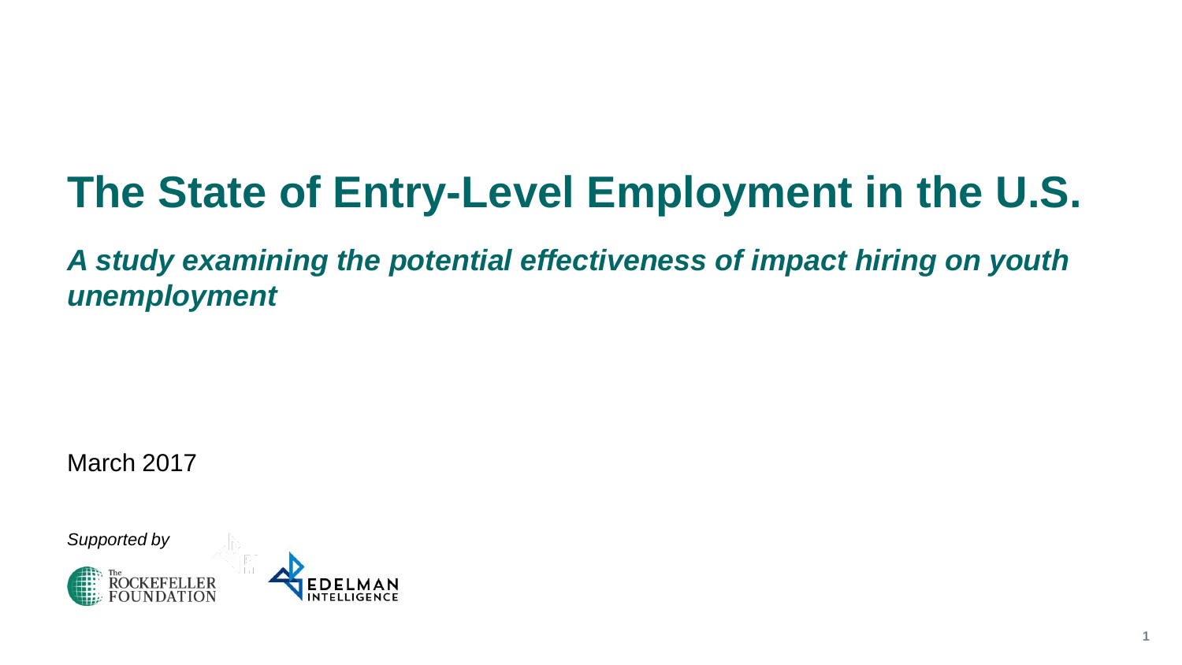# The State of Entry-Level Employment in the U.S.

***A study examining the potential effectiveness of impact hiring on youth unemployment***

March 2017

*Supported by*

The Rockefeller Foundation

Edelman Intelligence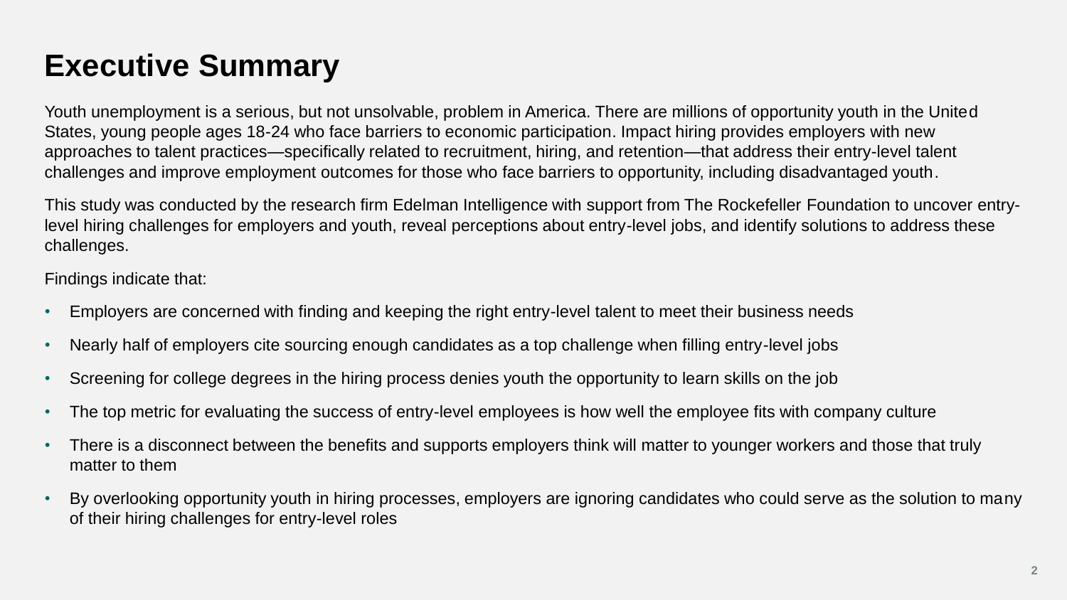# Executive Summary

Youth unemployment is a serious, but not unsolvable, problem in America. There are millions of opportunity youth in the United States, young people ages 18-24 who face barriers to economic participation. Impact hiring provides employers with new approaches to talent practices—specifically related to recruitment, hiring, and retention—that address their entry-level talent challenges and improve employment outcomes for those who face barriers to opportunity, including disadvantaged youth.

This study was conducted by the research firm Edelman Intelligence with support from The Rockefeller Foundation to uncover entry-level hiring challenges for employers and youth, reveal perceptions about entry-level jobs, and identify solutions to address these challenges.

Findings indicate that:

- Employers are concerned with finding and keeping the right entry-level talent to meet their business needs
- Nearly half of employers cite sourcing enough candidates as a top challenge when filling entry-level jobs
- Screening for college degrees in the hiring process denies youth the opportunity to learn skills on the job
- The top metric for evaluating the success of entry-level employees is how well the employee fits with company culture
- There is a disconnect between the benefits and supports employers think will matter to younger workers and those that truly matter to them
- By overlooking opportunity youth in hiring processes, employers are ignoring candidates who could serve as the solution to many of their hiring challenges for entry-level roles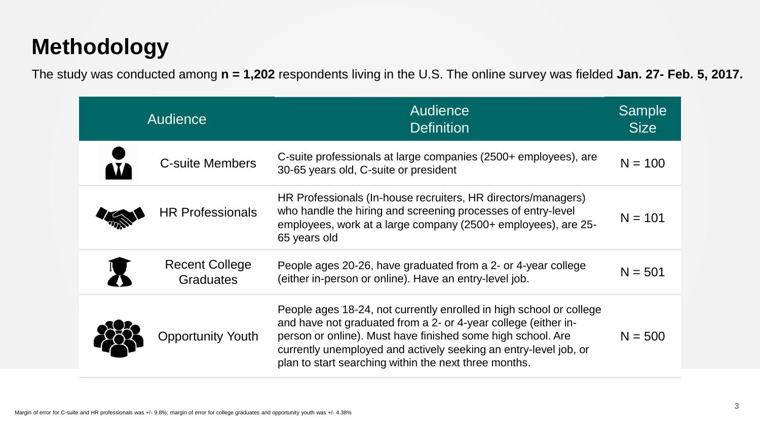# Methodology

The study was conducted among **n = 1,202** respondents living in the U.S. The online survey was fielded **Jan. 27- Feb. 5, 2017.**

| Audience | Audience Definition | Sample Size |
|---|---|---|
| C-suite Members | C-suite professionals at large companies (2500+ employees), are 30-65 years old, C-suite or president | N = 100 |
| HR Professionals | HR Professionals (In-house recruiters, HR directors/managers) who handle the hiring and screening processes of entry-level employees, work at a large company (2500+ employees), are 25-65 years old | N = 101 |
| Recent College Graduates | People ages 20-26, have graduated from a 2- or 4-year college (either in-person or online). Have an entry-level job. | N = 501 |
| Opportunity Youth | People ages 18-24, not currently enrolled in high school or college and have not graduated from a 2- or 4-year college (either in-person or online). Must have finished some high school. Are currently unemployed and actively seeking an entry-level job, or plan to start searching within the next three months. | N = 500 |

Margin of error for C-suite and HR professionals was +/- 9.8%; margin of error for college graduates and opportunity youth was +/- 4.38%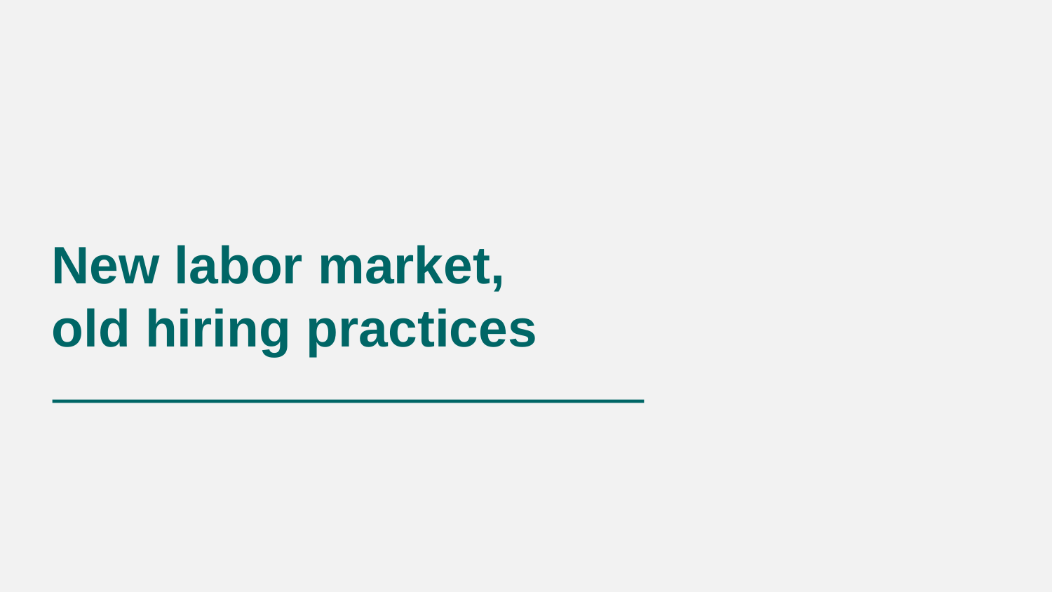# New labor market, old hiring practices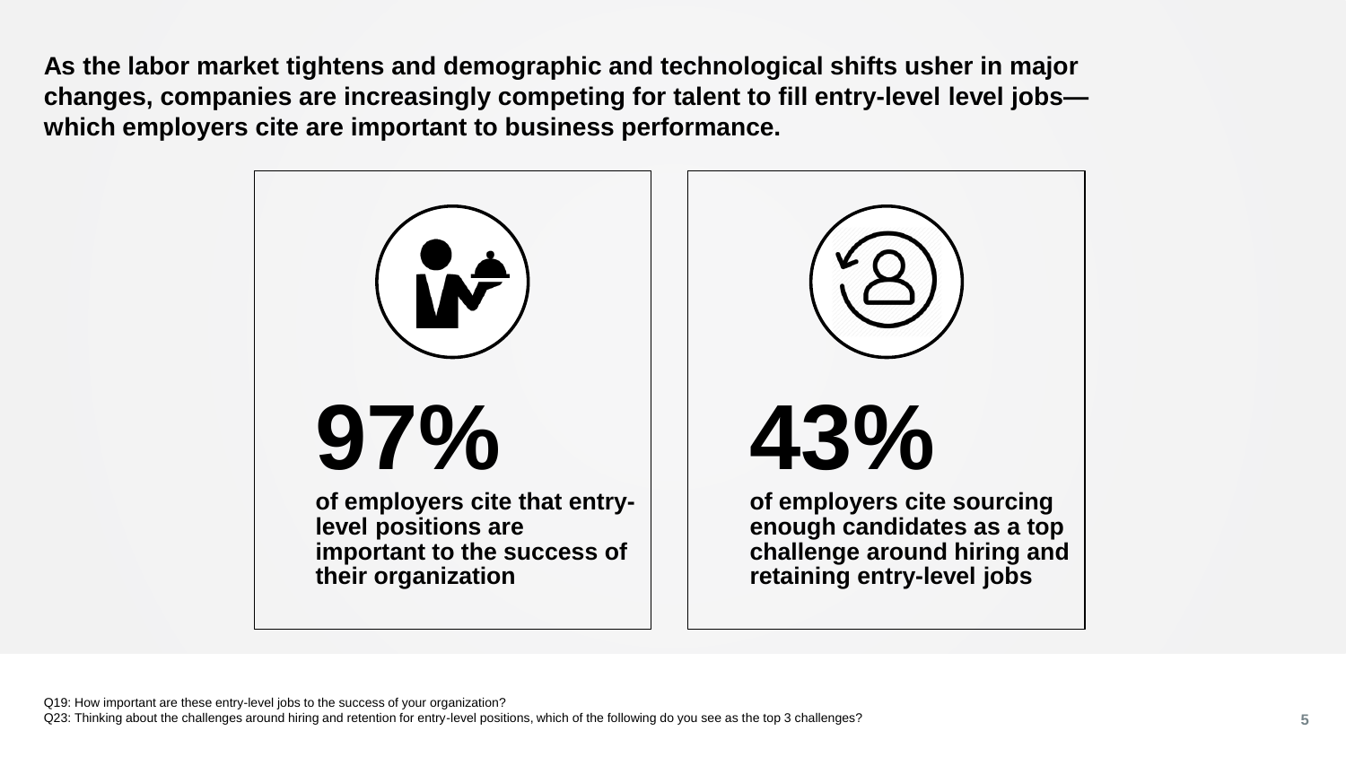**As the labor market tightens and demographic and technological shifts usher in major changes, companies are increasingly competing for talent to fill entry-level level jobs—which employers cite are important to business performance.**

**97%**

**of employers cite that entry-level positions are important to the success of their organization**

**43%**

**of employers cite sourcing enough candidates as a top challenge around hiring and retaining entry-level jobs**

Q19: How important are these entry-level jobs to the success of your organization?
Q23: Thinking about the challenges around hiring and retention for entry-level positions, which of the following do you see as the top 3 challenges?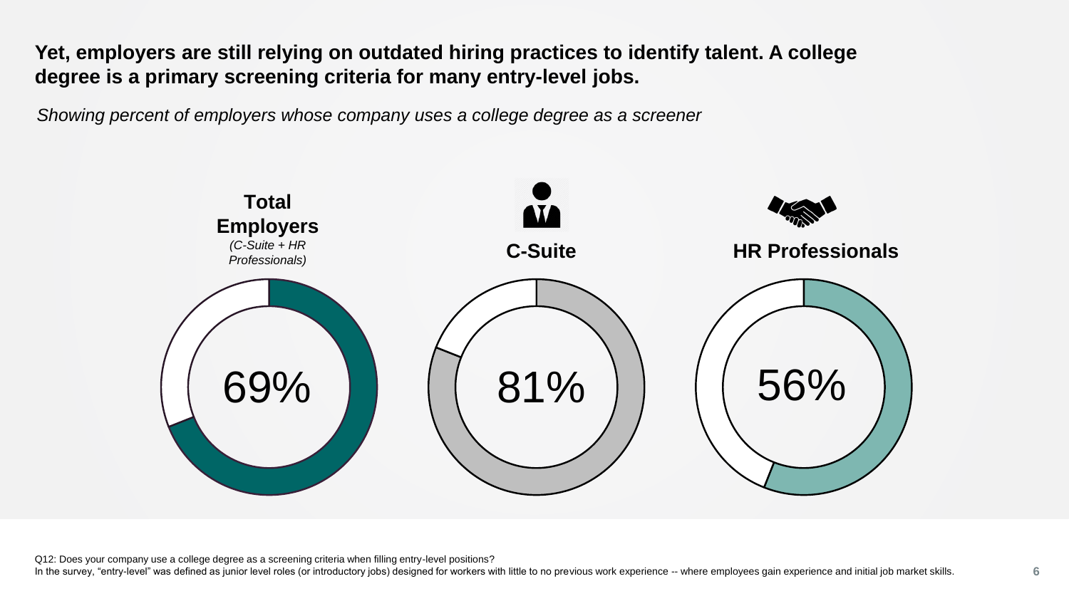## Yet, employers are still relying on outdated hiring practices to identify talent. A college degree is a primary screening criteria for many entry-level jobs.

*Showing percent of employers whose company uses a college degree as a screener*

| **Total Employers** *(C-Suite + HR Professionals)* | **C-Suite** | **HR Professionals** |
| --- | --- | --- |
| 69% | 81% | 56% |

Q12: Does your company use a college degree as a screening criteria when filling entry-level positions?
In the survey, "entry-level" was defined as junior level roles (or introductory jobs) designed for workers with little to no previous work experience -- where employees gain experience and initial job market skills.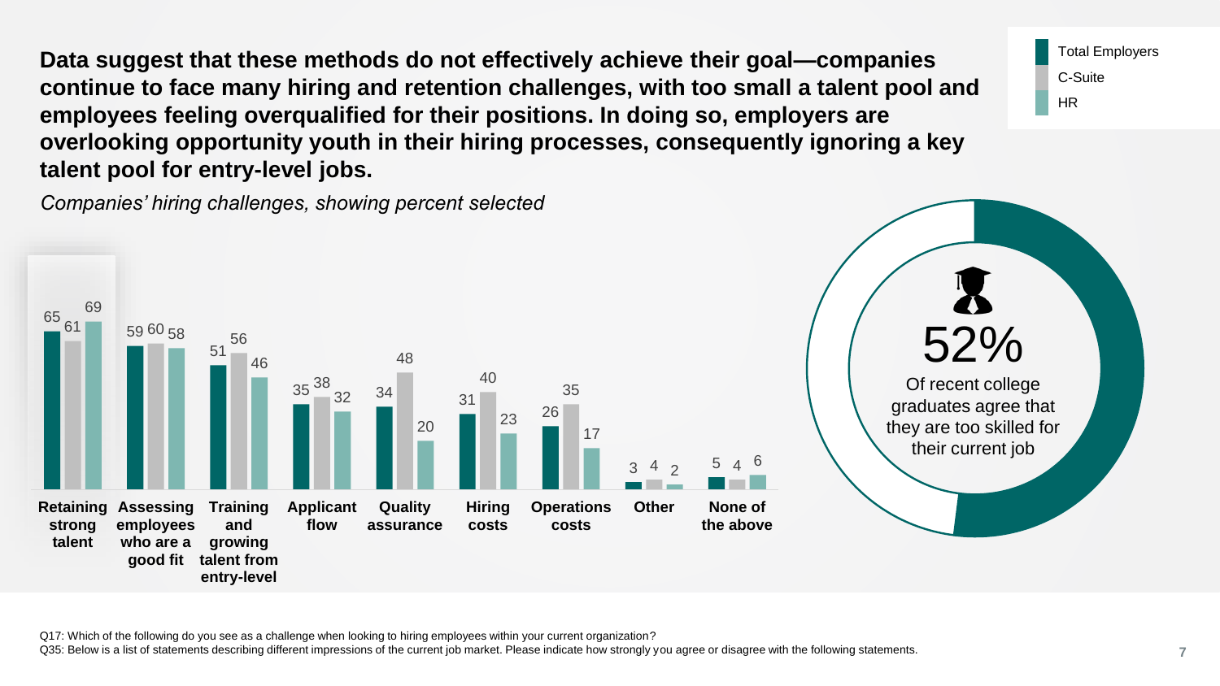**Data suggest that these methods do not effectively achieve their goal—companies continue to face many hiring and retention challenges, with too small a talent pool and employees feeling overqualified for their positions. In doing so, employers are overlooking opportunity youth in their hiring processes, consequently ignoring a key talent pool for entry-level jobs.**

*Companies' hiring challenges, showing percent selected*

| Challenge | Total Employers | C-Suite | HR |
| --- | --- | --- | --- |
| Retaining strong talent | 65 | 61 | 69 |
| Assessing employees who are a good fit | 59 | 60 | 58 |
| Training and growing talent from entry-level | 51 | 56 | 46 |
| Applicant flow | 35 | 38 | 32 |
| Quality assurance | 34 | 48 | 20 |
| Hiring costs | 31 | 40 | 23 |
| Operations costs | 26 | 35 | 17 |
| Other | 3 | 4 | 2 |
| None of the above | 5 | 4 | 6 |

**52%** Of recent college graduates agree that they are too skilled for their current job

Q17: Which of the following do you see as a challenge when looking to hiring employees within your current organization?
Q35: Below is a list of statements describing different impressions of the current job market. Please indicate how strongly you agree or disagree with the following statements.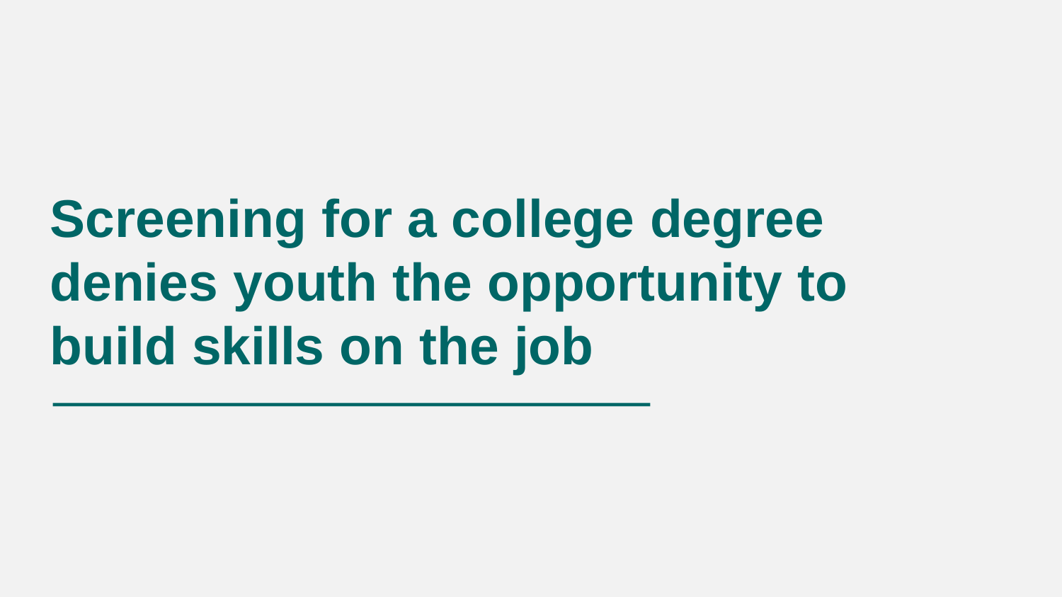# Screening for a college degree denies youth the opportunity to build skills on the job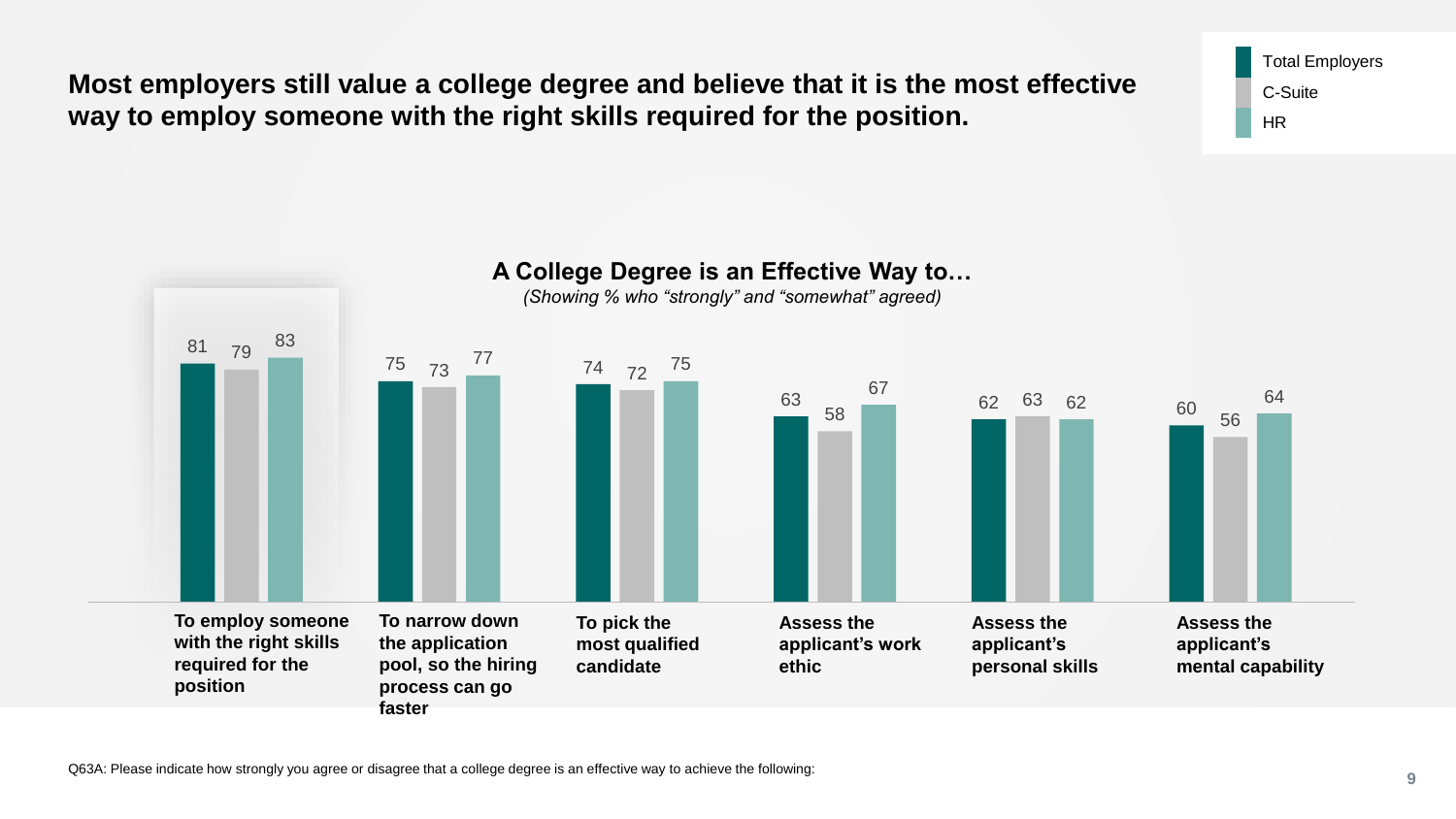## Most employers still value a college degree and believe that it is the most effective way to employ someone with the right skills required for the position.

### A College Degree is an Effective Way to…

*(Showing % who "strongly" and "somewhat" agreed)*

| | Total Employers | C-Suite | HR |
|---|---|---|---|
| To employ someone with the right skills required for the position | 81 | 79 | 83 |
| To narrow down the application pool, so the hiring process can go faster | 75 | 73 | 77 |
| To pick the most qualified candidate | 74 | 72 | 75 |
| Assess the applicant's work ethic | 63 | 58 | 67 |
| Assess the applicant's personal skills | 62 | 63 | 62 |
| Assess the applicant's mental capability | 60 | 56 | 64 |

Q63A: Please indicate how strongly you agree or disagree that a college degree is an effective way to achieve the following: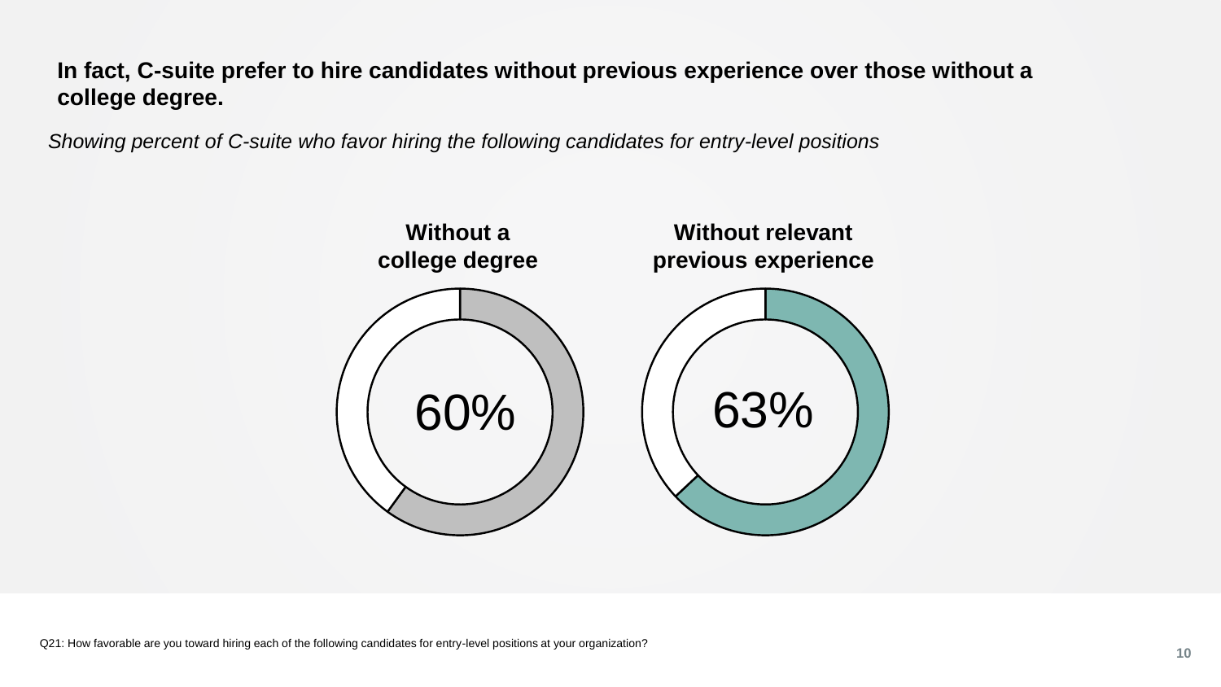**In fact, C-suite prefer to hire candidates without previous experience over those without a college degree.**

*Showing percent of C-suite who favor hiring the following candidates for entry-level positions*

**Without a college degree**

60%

**Without relevant previous experience**

63%

Q21: How favorable are you toward hiring each of the following candidates for entry-level positions at your organization?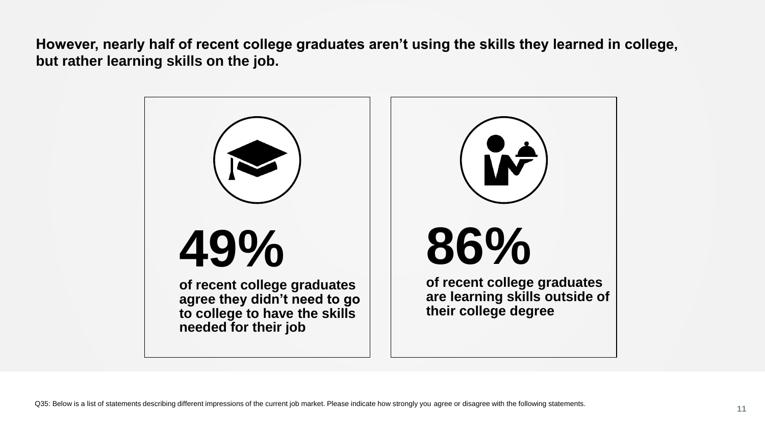## However, nearly half of recent college graduates aren't using the skills they learned in college, but rather learning skills on the job.

**49%**

**of recent college graduates agree they didn't need to go to college to have the skills needed for their job**

**86%**

**of recent college graduates are learning skills outside of their college degree**

Q35: Below is a list of statements describing different impressions of the current job market. Please indicate how strongly you agree or disagree with the following statements.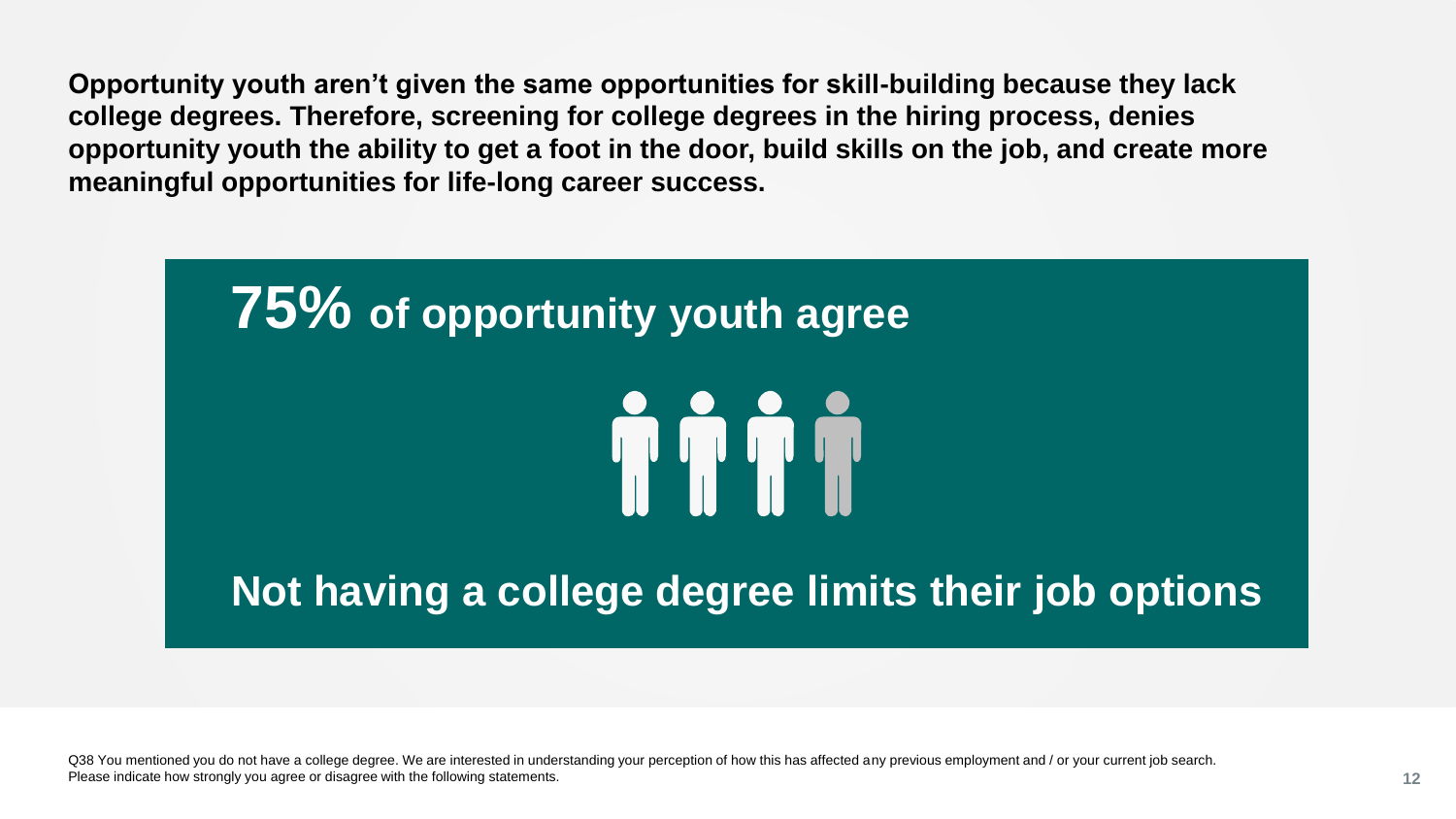**Opportunity youth aren't given the same opportunities for skill-building because they lack college degrees. Therefore, screening for college degrees in the hiring process, denies opportunity youth the ability to get a foot in the door, build skills on the job, and create more meaningful opportunities for life-long career success.**

## 75% of opportunity youth agree

## Not having a college degree limits their job options

Q38 You mentioned you do not have a college degree. We are interested in understanding your perception of how this has affected any previous employment and / or your current job search. Please indicate how strongly you agree or disagree with the following statements.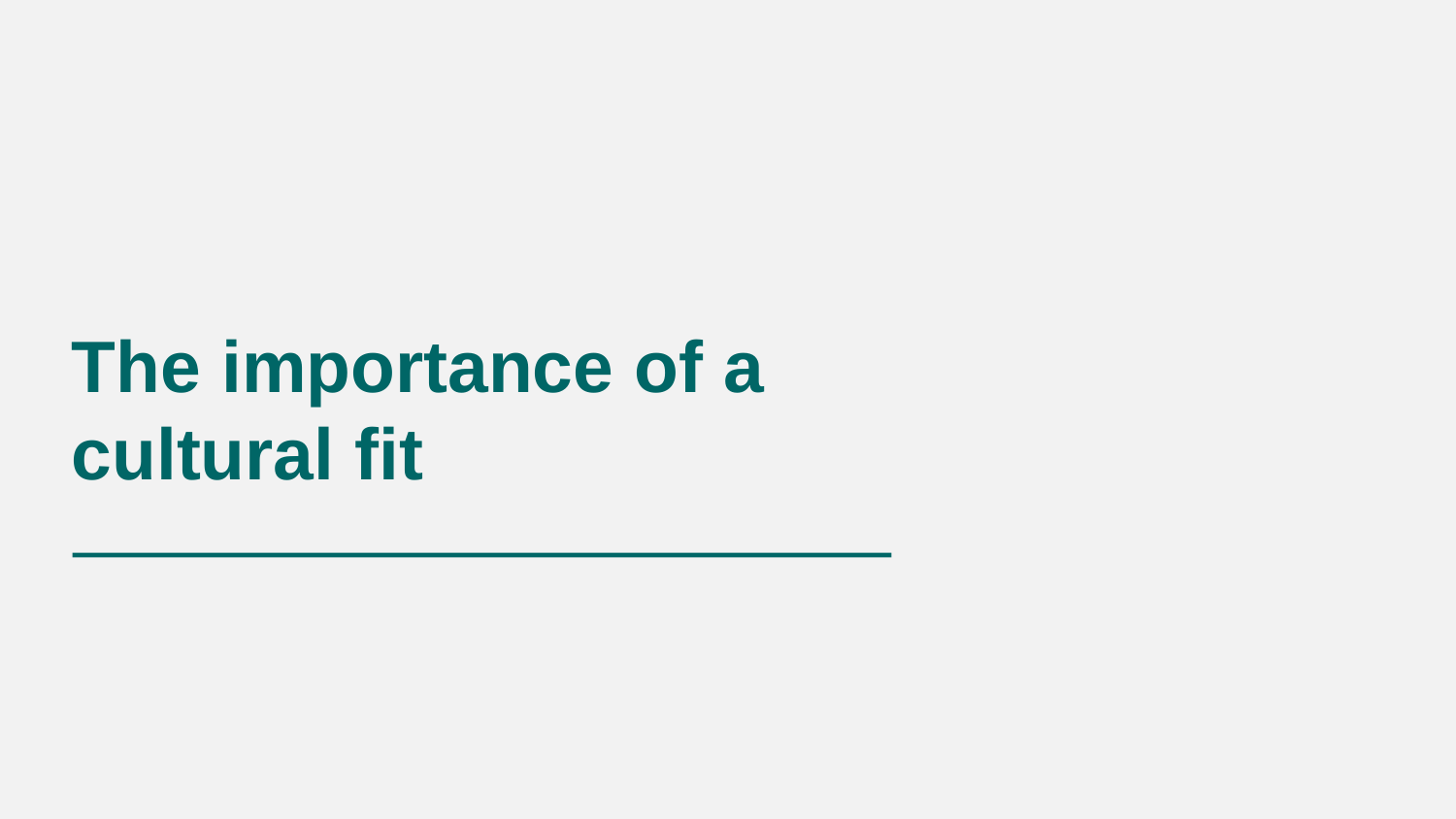# The importance of a cultural fit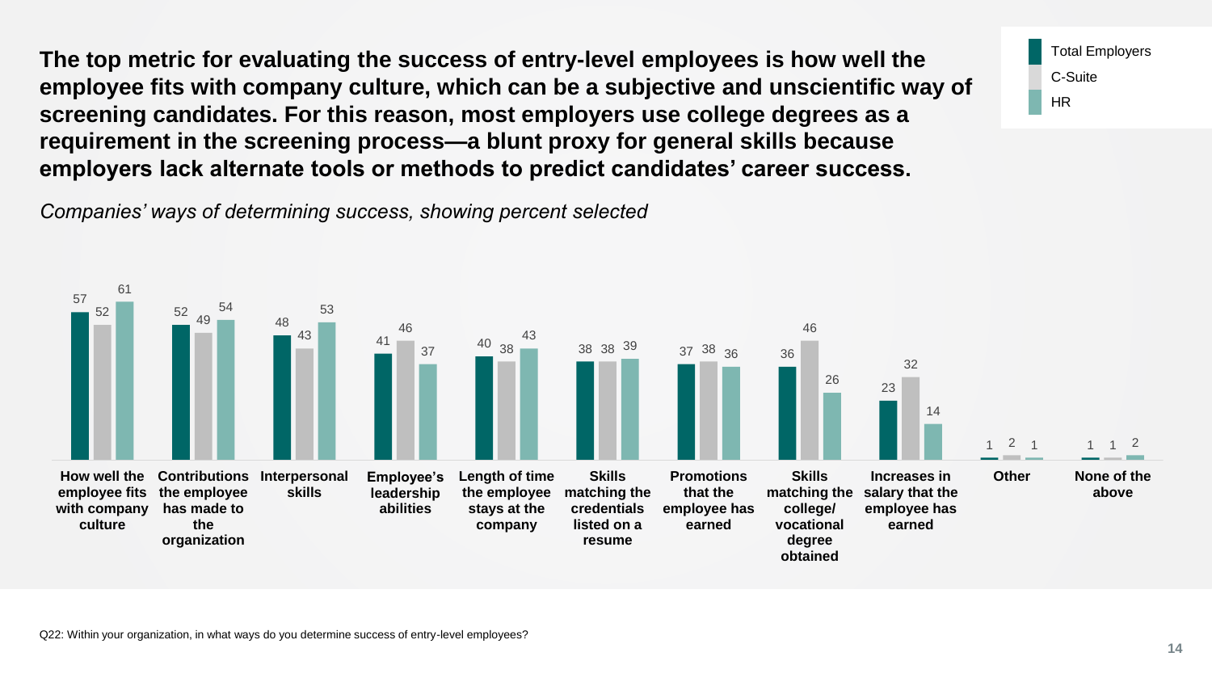**The top metric for evaluating the success of entry-level employees is how well the employee fits with company culture, which can be a subjective and unscientific way of screening candidates. For this reason, most employers use college degrees as a requirement in the screening process—a blunt proxy for general skills because employers lack alternate tools or methods to predict candidates' career success.**

*Companies' ways of determining success, showing percent selected*

| | Total Employers | C-Suite | HR |
|---|---|---|---|
| How well the employee fits with company culture | 57 | 52 | 61 |
| Contributions the employee has made to the organization | 52 | 49 | 54 |
| Interpersonal skills | 48 | 43 | 53 |
| Employee's leadership abilities | 41 | 46 | 37 |
| Length of time the employee stays at the company | 40 | 38 | 43 |
| Skills matching the credentials listed on a resume | 38 | 38 | 39 |
| Promotions that the employee has earned | 37 | 38 | 36 |
| Skills matching the college/ vocational degree obtained | 36 | 46 | 26 |
| Increases in salary that the employee has earned | 23 | 32 | 14 |
| Other | 1 | 2 | 1 |
| None of the above | 1 | 1 | 2 |

Q22: Within your organization, in what ways do you determine success of entry-level employees?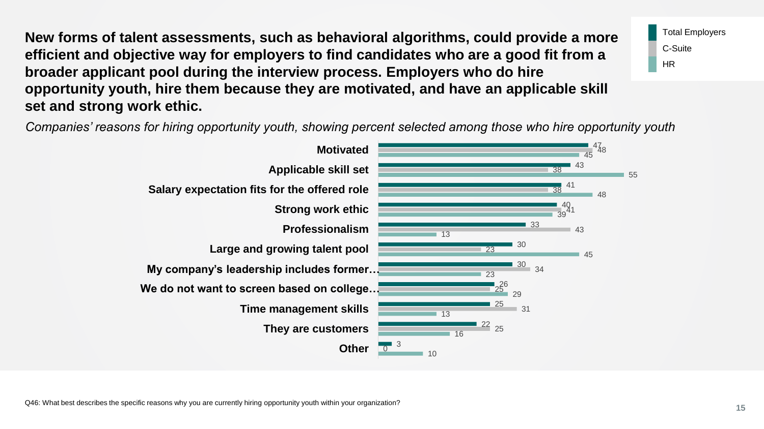**New forms of talent assessments, such as behavioral algorithms, could provide a more efficient and objective way for employers to find candidates who are a good fit from a broader applicant pool during the interview process. Employers who do hire opportunity youth, hire them because they are motivated, and have an applicable skill set and strong work ethic.**

*Companies' reasons for hiring opportunity youth, showing percent selected among those who hire opportunity youth*

| Reason | Total Employers | C-Suite | HR |
|---|---|---|---|
| Motivated | 47 | 48 | 45 |
| Applicable skill set | 43 | 38 | 55 |
| Salary expectation fits for the offered role | 41 | 38 | 48 |
| Strong work ethic | 40 | 41 | 39 |
| Professionalism | 33 | 43 | 13 |
| Large and growing talent pool | 30 | 23 | 45 |
| My company's leadership includes former… | 30 | 34 | 23 |
| We do not want to screen based on college… | 26 | 25 | 29 |
| Time management skills | 25 | 31 | 13 |
| They are customers | 22 | 25 | 16 |
| Other | 3 | 0 | 10 |

Q46: What best describes the specific reasons why you are currently hiring opportunity youth within your organization?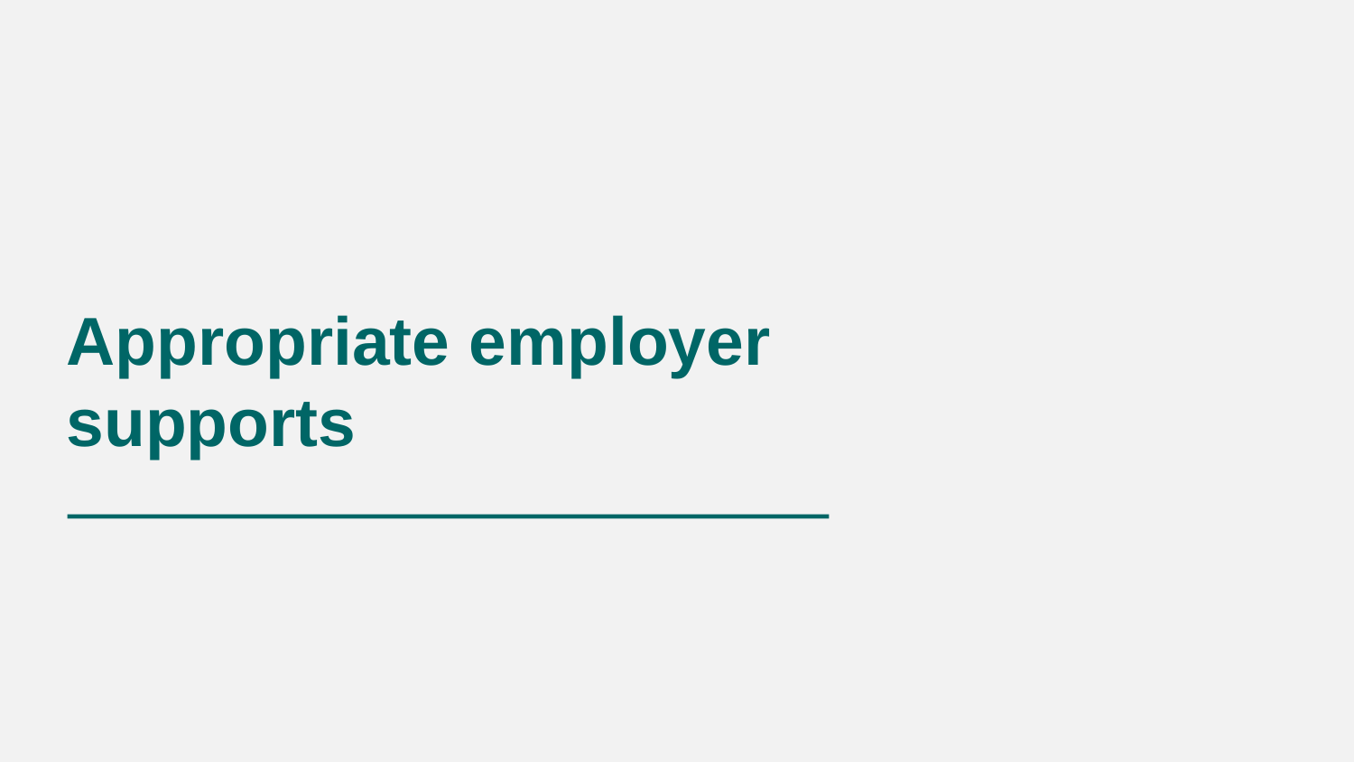# Appropriate employer supports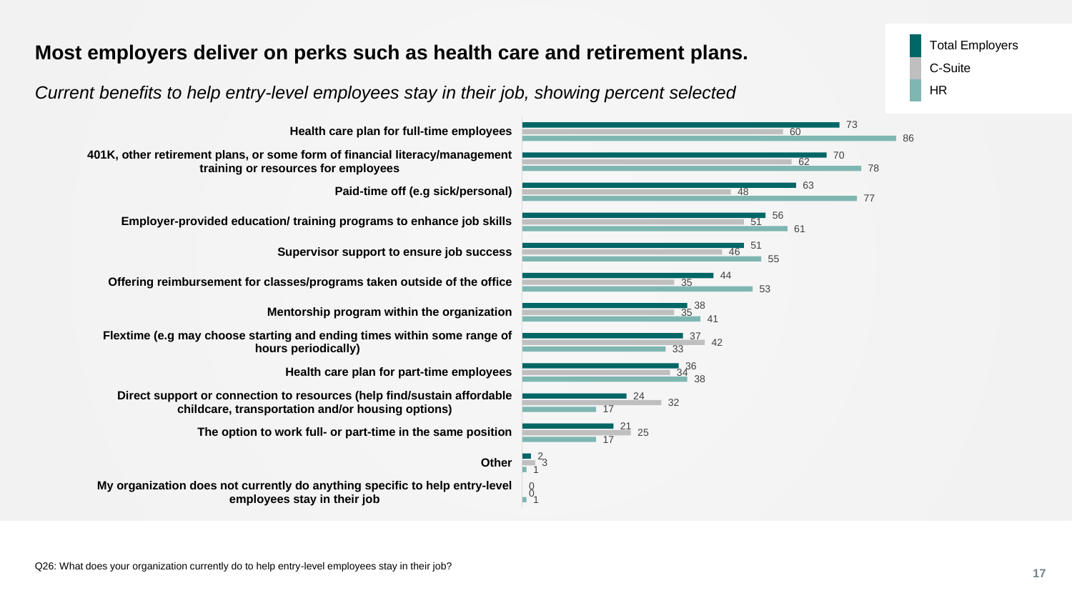# Most employers deliver on perks such as health care and retirement plans.

*Current benefits to help entry-level employees stay in their job, showing percent selected*

| Benefit | Total Employers | C-Suite | HR |
|---|---|---|---|
| Health care plan for full-time employees | 73 | 60 | 86 |
| 401K, other retirement plans, or some form of financial literacy/management training or resources for employees | 70 | 62 | 78 |
| Paid-time off (e.g sick/personal) | 63 | 48 | 77 |
| Employer-provided education/ training programs to enhance job skills | 56 | 51 | 61 |
| Supervisor support to ensure job success | 51 | 46 | 55 |
| Offering reimbursement for classes/programs taken outside of the office | 44 | 35 | 53 |
| Mentorship program within the organization | 38 | 35 | 41 |
| Flextime (e.g may choose starting and ending times within some range of hours periodically) | 37 | 42 | 33 |
| Health care plan for part-time employees | 36 | 34 | 38 |
| Direct support or connection to resources (help find/sustain affordable childcare, transportation and/or housing options) | 24 | 32 | 17 |
| The option to work full- or part-time in the same position | 21 | 25 | 17 |
| Other | 2 | 3 | 1 |
| My organization does not currently do anything specific to help entry-level employees stay in their job | 0 | 0 | 1 |

Q26: What does your organization currently do to help entry-level employees stay in their job?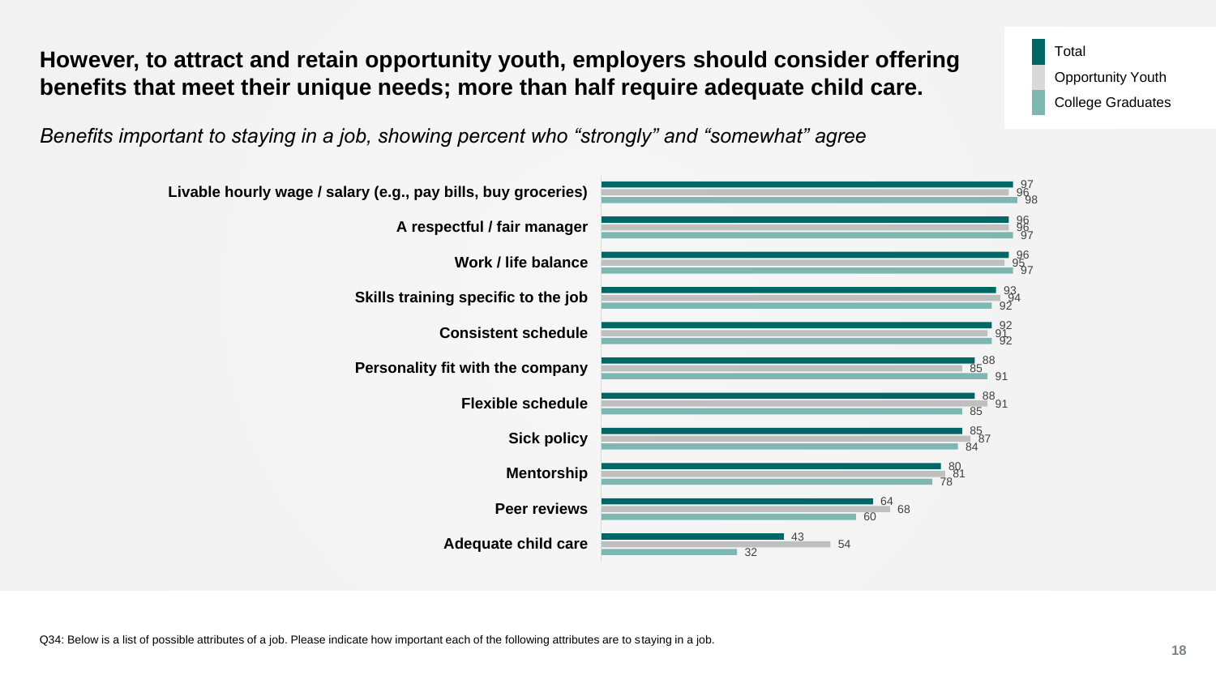# However, to attract and retain opportunity youth, employers should consider offering benefits that meet their unique needs; more than half require adequate child care.

*Benefits important to staying in a job, showing percent who “strongly” and “somewhat” agree*

| Benefit | Total | Opportunity Youth | College Graduates |
|---|---|---|---|
| Livable hourly wage / salary (e.g., pay bills, buy groceries) | 97 | 96 | 98 |
| A respectful / fair manager | 96 | 96 | 97 |
| Work / life balance | 96 | 95 | 97 |
| Skills training specific to the job | 93 | 94 | 92 |
| Consistent schedule | 92 | 91 | 92 |
| Personality fit with the company | 88 | 85 | 91 |
| Flexible schedule | 88 | 91 | 85 |
| Sick policy | 85 | 87 | 84 |
| Mentorship | 80 | 81 | 78 |
| Peer reviews | 64 | 68 | 60 |
| Adequate child care | 43 | 54 | 32 |

Q34: Below is a list of possible attributes of a job. Please indicate how important each of the following attributes are to staying in a job.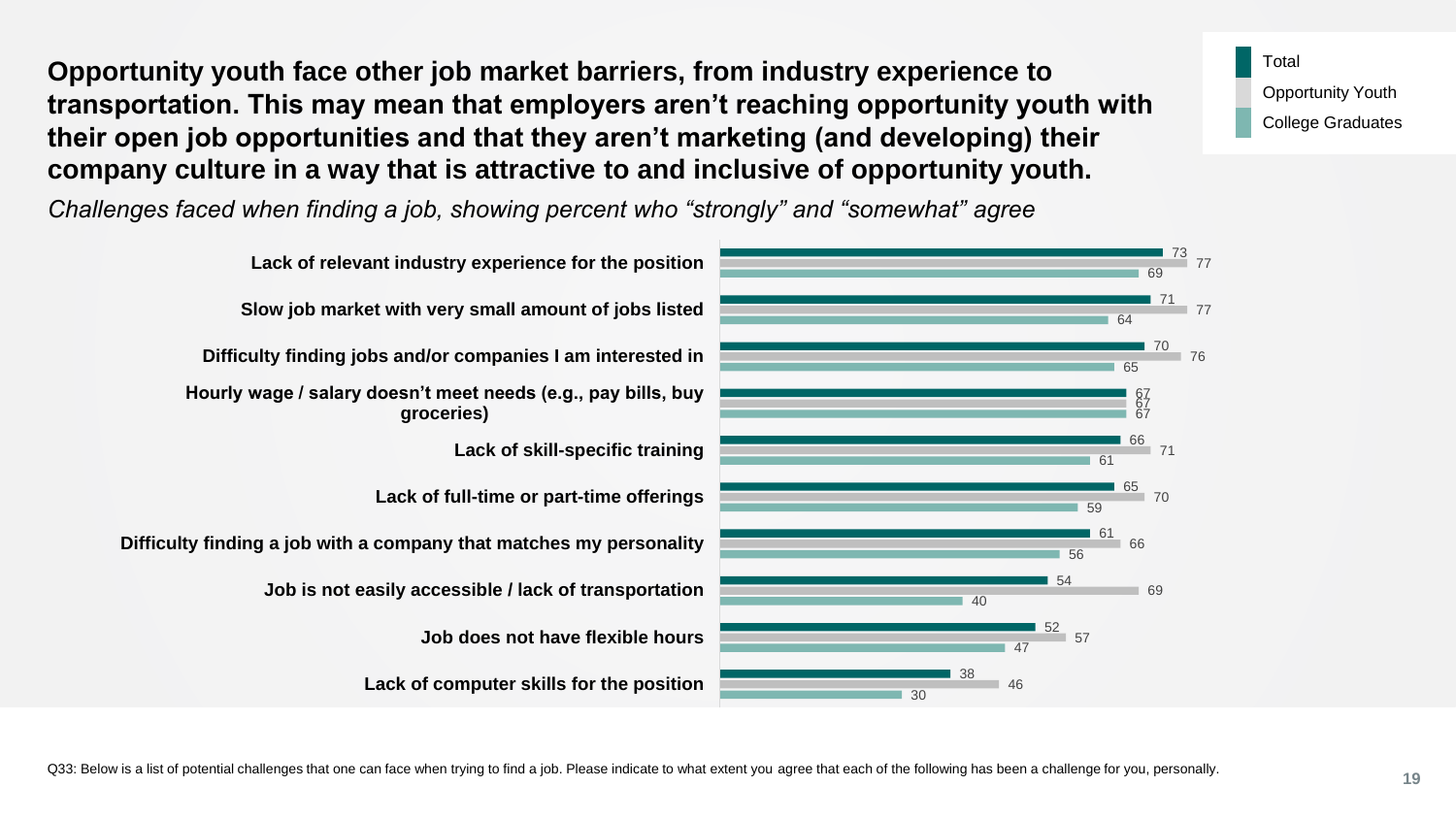## Opportunity youth face other job market barriers, from industry experience to transportation. This may mean that employers aren't reaching opportunity youth with their open job opportunities and that they aren't marketing (and developing) their company culture in a way that is attractive to and inclusive of opportunity youth.

*Challenges faced when finding a job, showing percent who "strongly" and "somewhat" agree*

| Challenge | Total | Opportunity Youth | College Graduates |
|---|---|---|---|
| Lack of relevant industry experience for the position | 73 | 77 | 69 |
| Slow job market with very small amount of jobs listed | 71 | 77 | 64 |
| Difficulty finding jobs and/or companies I am interested in | 70 | 76 | 65 |
| Hourly wage / salary doesn't meet needs (e.g., pay bills, buy groceries) | 67 | 67 | 67 |
| Lack of skill-specific training | 66 | 71 | 61 |
| Lack of full-time or part-time offerings | 65 | 70 | 59 |
| Difficulty finding a job with a company that matches my personality | 61 | 66 | 56 |
| Job is not easily accessible / lack of transportation | 54 | 69 | 40 |
| Job does not have flexible hours | 52 | 57 | 47 |
| Lack of computer skills for the position | 38 | 46 | 30 |

Q33: Below is a list of potential challenges that one can face when trying to find a job. Please indicate to what extent you agree that each of the following has been a challenge for you, personally.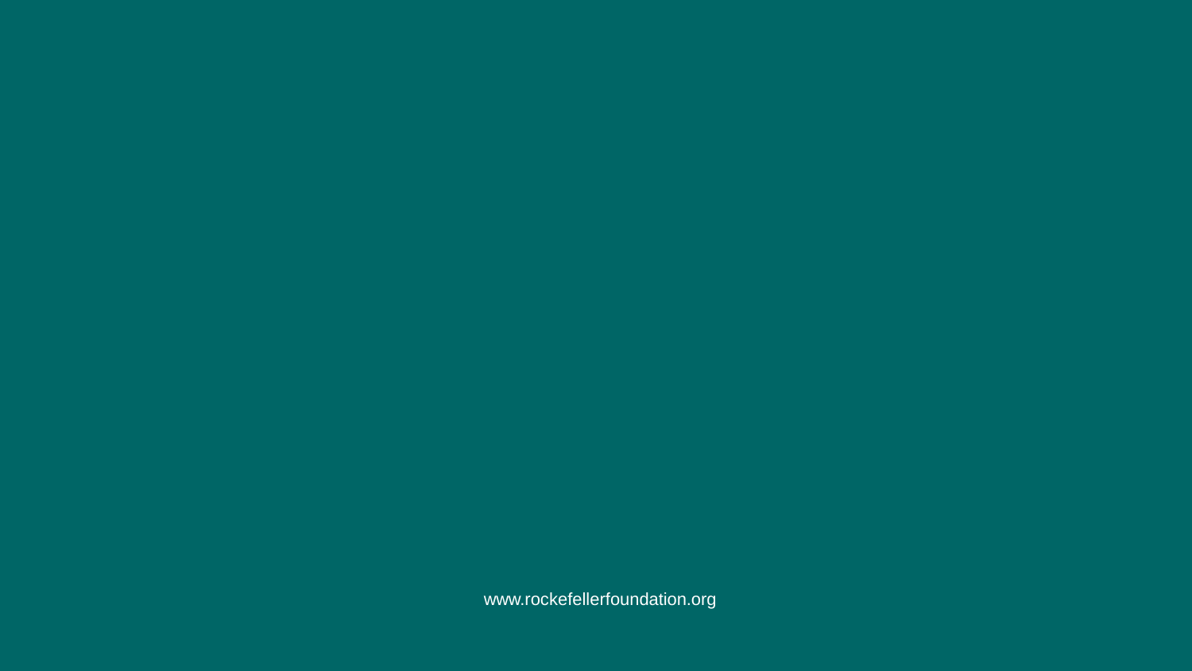www.rockefellerfoundation.org